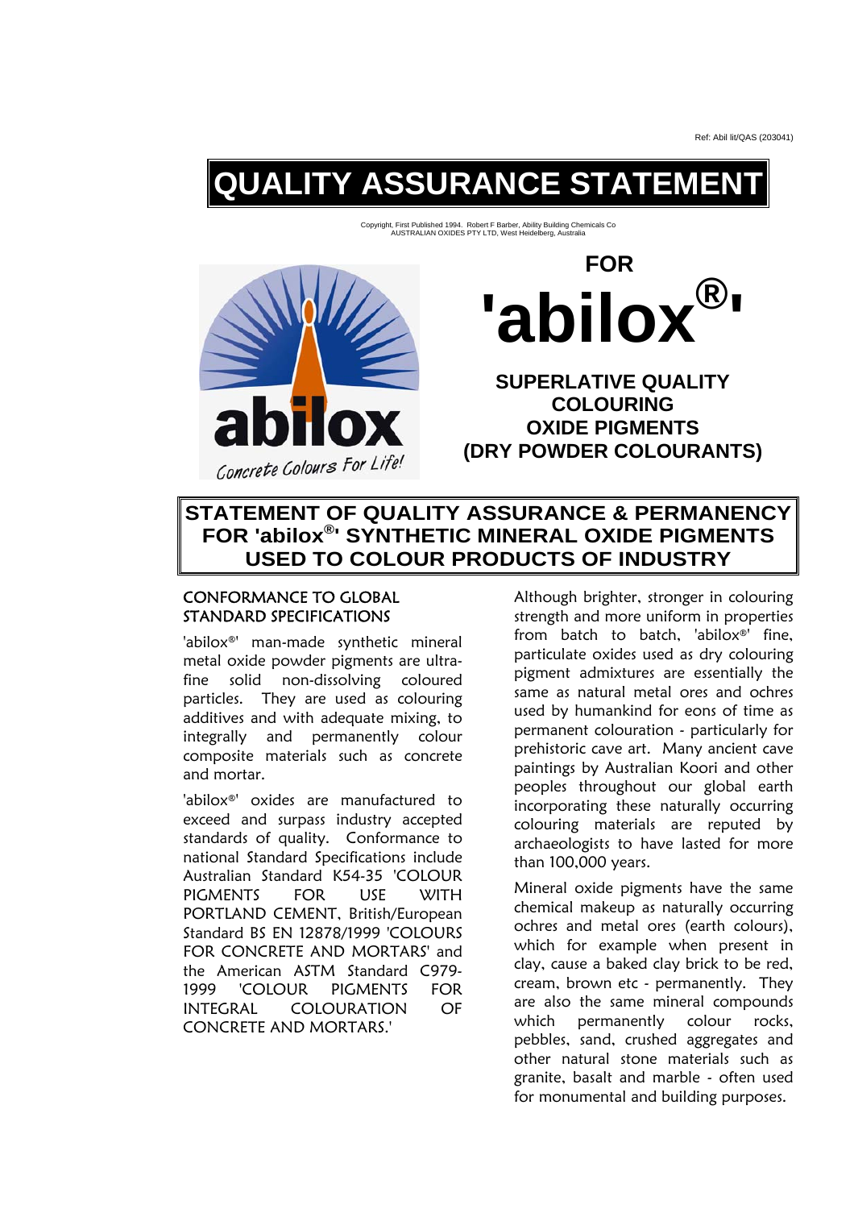Ref: Abil lit/QAS (203041)

# QUALITY ASSURANCE STATEMENT

Copyright, First Published 1994. Robert F Barber, Ability Building Chemicals Co
AUSTRALIAN OXIDES PTY LTD, West Heidelberg, Australia

abilox
*Concrete Colours For Life!*

## FOR 'abilox®'

**SUPERLATIVE QUALITY COLOURING OXIDE PIGMENTS (DRY POWDER COLOURANTS)**

## STATEMENT OF QUALITY ASSURANCE & PERMANENCY FOR 'abilox®' SYNTHETIC MINERAL OXIDE PIGMENTS USED TO COLOUR PRODUCTS OF INDUSTRY

### CONFORMANCE TO GLOBAL STANDARD SPECIFICATIONS

'abilox®' man-made synthetic mineral metal oxide powder pigments are ultra-fine solid non-dissolving coloured particles. They are used as colouring additives and with adequate mixing, to integrally and permanently colour composite materials such as concrete and mortar.

'abilox®' oxides are manufactured to exceed and surpass industry accepted standards of quality. Conformance to national Standard Specifications include Australian Standard K54-35 'COLOUR PIGMENTS FOR USE WITH PORTLAND CEMENT, British/European Standard BS EN 12878/1999 'COLOURS FOR CONCRETE AND MORTARS' and the American ASTM Standard C979-1999 'COLOUR PIGMENTS FOR INTEGRAL COLOURATION OF CONCRETE AND MORTARS.'

Although brighter, stronger in colouring strength and more uniform in properties from batch to batch, 'abilox®' fine, particulate oxides used as dry colouring pigment admixtures are essentially the same as natural metal ores and ochres used by humankind for eons of time as permanent colouration - particularly for prehistoric cave art. Many ancient cave paintings by Australian Koori and other peoples throughout our global earth incorporating these naturally occurring colouring materials are reputed by archaeologists to have lasted for more than 100,000 years.

Mineral oxide pigments have the same chemical makeup as naturally occurring ochres and metal ores (earth colours), which for example when present in clay, cause a baked clay brick to be red, cream, brown etc - permanently. They are also the same mineral compounds which permanently colour rocks, pebbles, sand, crushed aggregates and other natural stone materials such as granite, basalt and marble - often used for monumental and building purposes.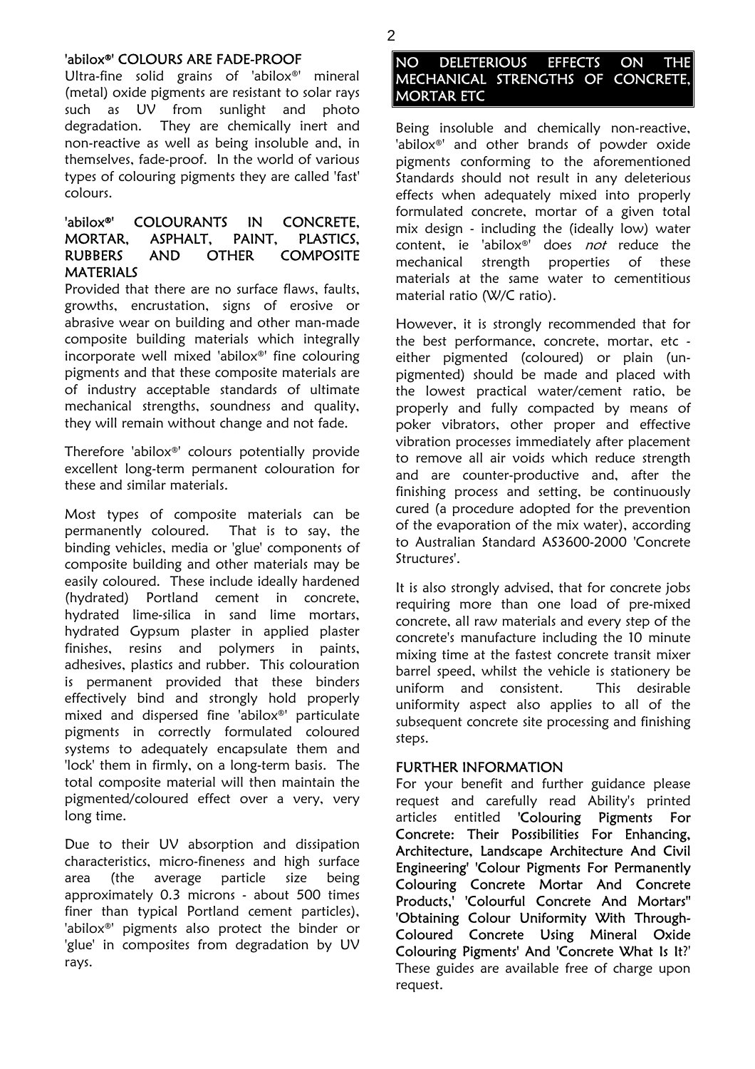## 'abilox®' COLOURS ARE FADE-PROOF

Ultra-fine solid grains of 'abilox®' mineral (metal) oxide pigments are resistant to solar rays such as UV from sunlight and photo degradation. They are chemically inert and non-reactive as well as being insoluble and, in themselves, fade-proof. In the world of various types of colouring pigments they are called 'fast' colours.

## 'abilox®' COLOURANTS IN CONCRETE, MORTAR, ASPHALT, PAINT, PLASTICS, RUBBERS AND OTHER COMPOSITE MATERIALS

Provided that there are no surface flaws, faults, growths, encrustation, signs of erosive or abrasive wear on building and other man-made composite building materials which integrally incorporate well mixed 'abilox®' fine colouring pigments and that these composite materials are of industry acceptable standards of ultimate mechanical strengths, soundness and quality, they will remain without change and not fade.

Therefore 'abilox®' colours potentially provide excellent long-term permanent colouration for these and similar materials.

Most types of composite materials can be permanently coloured. That is to say, the binding vehicles, media or 'glue' components of composite building and other materials may be easily coloured. These include ideally hardened (hydrated) Portland cement in concrete, hydrated lime-silica in sand lime mortars, hydrated Gypsum plaster in applied plaster finishes, resins and polymers in paints, adhesives, plastics and rubber. This colouration is permanent provided that these binders effectively bind and strongly hold properly mixed and dispersed fine 'abilox®' particulate pigments in correctly formulated coloured systems to adequately encapsulate them and 'lock' them in firmly, on a long-term basis. The total composite material will then maintain the pigmented/coloured effect over a very, very long time.

Due to their UV absorption and dissipation characteristics, micro-fineness and high surface area (the average particle size being approximately 0.3 microns - about 500 times finer than typical Portland cement particles), 'abilox®' pigments also protect the binder or 'glue' in composites from degradation by UV rays.

## NO DELETERIOUS EFFECTS ON THE MECHANICAL STRENGTHS OF CONCRETE, MORTAR ETC

Being insoluble and chemically non-reactive, 'abilox®' and other brands of powder oxide pigments conforming to the aforementioned Standards should not result in any deleterious effects when adequately mixed into properly formulated concrete, mortar of a given total mix design - including the (ideally low) water content, ie 'abilox®' does *not* reduce the mechanical strength properties of these materials at the same water to cementitious material ratio (W/C ratio).

However, it is strongly recommended that for the best performance, concrete, mortar, etc - either pigmented (coloured) or plain (un-pigmented) should be made and placed with the lowest practical water/cement ratio, be properly and fully compacted by means of poker vibrators, other proper and effective vibration processes immediately after placement to remove all air voids which reduce strength and are counter-productive and, after the finishing process and setting, be continuously cured (a procedure adopted for the prevention of the evaporation of the mix water), according to Australian Standard AS3600-2000 'Concrete Structures'.

It is also strongly advised, that for concrete jobs requiring more than one load of pre-mixed concrete, all raw materials and every step of the concrete's manufacture including the 10 minute mixing time at the fastest concrete transit mixer barrel speed, whilst the vehicle is stationery be uniform and consistent. This desirable uniformity aspect also applies to all of the subsequent concrete site processing and finishing steps.

## FURTHER INFORMATION

For your benefit and further guidance please request and carefully read Ability's printed articles entitled **'Colouring Pigments For Concrete: Their Possibilities For Enhancing, Architecture, Landscape Architecture And Civil Engineering' 'Colour Pigments For Permanently Colouring Concrete Mortar And Concrete Products,' 'Colourful Concrete And Mortars" 'Obtaining Colour Uniformity With Through-Coloured Concrete Using Mineral Oxide Colouring Pigments' And 'Concrete What Is It?'** These guides are available free of charge upon request.